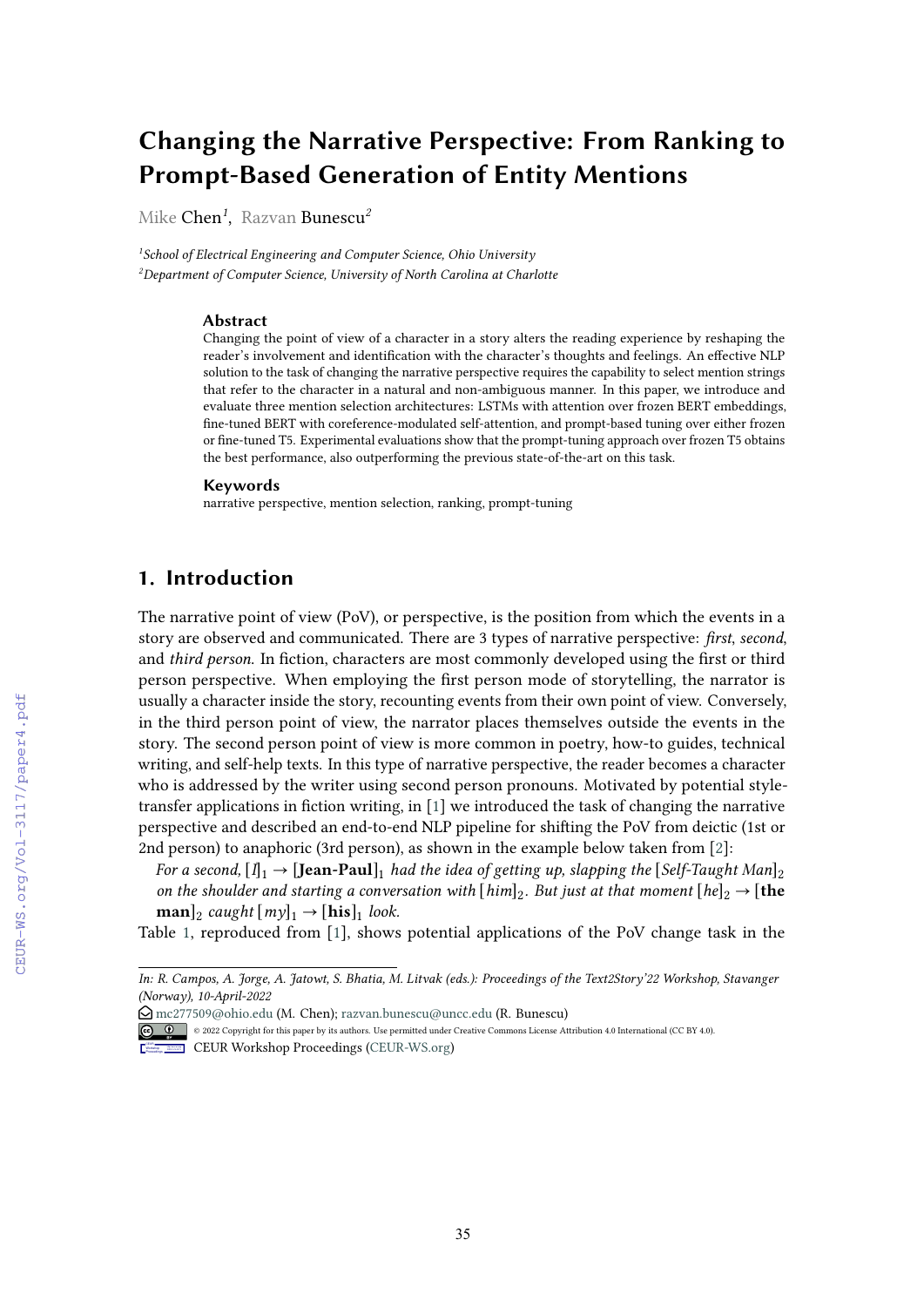# Changing the Narrative Perspective: From Ranking to Prompt-Based Generation of Entity Mentions

Mike Chen[1], Razvan Bunescu[2]

[1]School of Electrical Engineering and Computer Science, Ohio University
[2]Department of Computer Science, University of North Carolina at Charlotte

### Abstract

Changing the point of view of a character in a story alters the reading experience by reshaping the reader's involvement and identification with the character's thoughts and feelings. An effective NLP solution to the task of changing the narrative perspective requires the capability to select mention strings that refer to the character in a natural and non-ambiguous manner. In this paper, we introduce and evaluate three mention selection architectures: LSTMs with attention over frozen BERT embeddings, fine-tuned BERT with coreference-modulated self-attention, and prompt-based tuning over either frozen or fine-tuned T5. Experimental evaluations show that the prompt-tuning approach over frozen T5 obtains the best performance, also outperforming the previous state-of-the-art on this task.

### Keywords

narrative perspective, mention selection, ranking, prompt-tuning

## 1. Introduction

The narrative point of view (PoV), or perspective, is the position from which the events in a story are observed and communicated. There are 3 types of narrative perspective: *first*, *second*, and *third person*. In fiction, characters are most commonly developed using the first or third person perspective. When employing the first person mode of storytelling, the narrator is usually a character inside the story, recounting events from their own point of view. Conversely, in the third person point of view, the narrator places themselves outside the events in the story. The second person point of view is more common in poetry, how-to guides, technical writing, and self-help texts. In this type of narrative perspective, the reader becomes a character who is addressed by the writer using second person pronouns. Motivated by potential style-transfer applications in fiction writing, in [1] we introduced the task of changing the narrative perspective and described an end-to-end NLP pipeline for shifting the PoV from deictic (1st or 2nd person) to anaphoric (3rd person), as shown in the example below taken from [2]:

*For a second,* $[I]_1 \rightarrow$ $[$**Jean-Paul**$]_1$ *had the idea of getting up, slapping the* $[$*Self-Taught Man*$]_2$ *on the shoulder and starting a conversation with* $[$*him*$]_2$. *But just at that moment* $[$*he*$]_2 \rightarrow$ $[$**the man**$]_2$ *caught* $[$*my*$]_1 \rightarrow$ $[$**his**$]_1$ *look.*

Table 1, reproduced from [1], shows potential applications of the PoV change task in the

---

*In: R. Campos, A. Jorge, A. Jatowt, S. Bhatia, M. Litvak (eds.): Proceedings of the Text2Story'22 Workshop, Stavanger (Norway), 10-April-2022*

mc277509@ohio.edu (M. Chen); razvan.bunescu@uncc.edu (R. Bunescu)

© 2022 Copyright for this paper by its authors. Use permitted under Creative Commons License Attribution 4.0 International (CC BY 4.0).

CEUR Workshop Proceedings (CEUR-WS.org)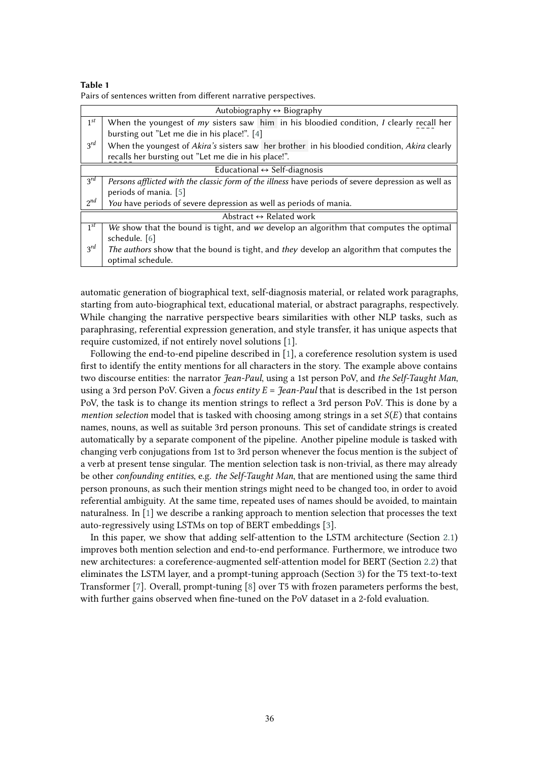**Table 1**
Pairs of sentences written from different narrative perspectives.

| | |
|---|---|
| | Autobiography ↔ Biography |
| $1^{st}$ | When the youngest of *my* sisters saw him in his bloodied condition, *I* clearly recall her bursting out "Let me die in his place!". [4] |
| $3^{rd}$ | When the youngest of *Akira's* sisters saw her brother in his bloodied condition, *Akira* clearly recalls her bursting out "Let me die in his place!". |
| | Educational ↔ Self-diagnosis |
| $3^{rd}$ | *Persons afflicted with the classic form of the illness* have periods of severe depression as well as periods of mania. [5] |
| $2^{nd}$ | *You* have periods of severe depression as well as periods of mania. |
| | Abstract ↔ Related work |
| $1^{st}$ | *We* show that the bound is tight, and *we* develop an algorithm that computes the optimal schedule. [6] |
| $3^{rd}$ | *The authors* show that the bound is tight, and *they* develop an algorithm that computes the optimal schedule. |

automatic generation of biographical text, self-diagnosis material, or related work paragraphs, starting from auto-biographical text, educational material, or abstract paragraphs, respectively. While changing the narrative perspective bears similarities with other NLP tasks, such as paraphrasing, referential expression generation, and style transfer, it has unique aspects that require customized, if not entirely novel solutions [1].

Following the end-to-end pipeline described in [1], a coreference resolution system is used first to identify the entity mentions for all characters in the story. The example above contains two discourse entities: the narrator *Jean-Paul*, using a 1st person PoV, and *the Self-Taught Man*, using a 3rd person PoV. Given a *focus entity E = Jean-Paul* that is described in the 1st person PoV, the task is to change its mention strings to reflect a 3rd person PoV. This is done by a *mention selection* model that is tasked with choosing among strings in a set $S(E)$ that contains names, nouns, as well as suitable 3rd person pronouns. This set of candidate strings is created automatically by a separate component of the pipeline. Another pipeline module is tasked with changing verb conjugations from 1st to 3rd person whenever the focus mention is the subject of a verb at present tense singular. The mention selection task is non-trivial, as there may already be other *confounding entities*, e.g. *the Self-Taught Man*, that are mentioned using the same third person pronouns, as such their mention strings might need to be changed too, in order to avoid referential ambiguity. At the same time, repeated uses of names should be avoided, to maintain naturalness. In [1] we describe a ranking approach to mention selection that processes the text auto-regressively using LSTMs on top of BERT embeddings [3].

In this paper, we show that adding self-attention to the LSTM architecture (Section 2.1) improves both mention selection and end-to-end performance. Furthermore, we introduce two new architectures: a coreference-augmented self-attention model for BERT (Section 2.2) that eliminates the LSTM layer, and a prompt-tuning approach (Section 3) for the T5 text-to-text Transformer [7]. Overall, prompt-tuning [8] over T5 with frozen parameters performs the best, with further gains observed when fine-tuned on the PoV dataset in a 2-fold evaluation.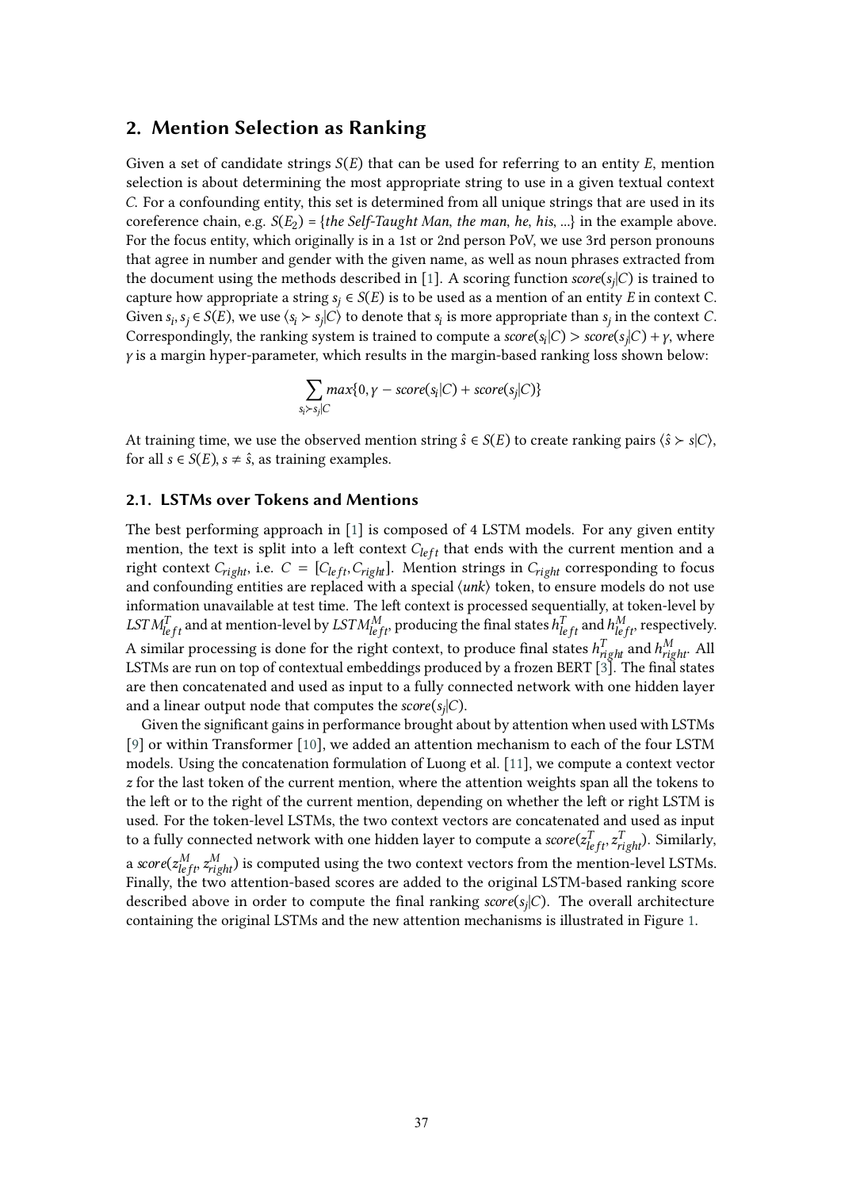## 2. Mention Selection as Ranking

Given a set of candidate strings $S(E)$ that can be used for referring to an entity $E$, mention selection is about determining the most appropriate string to use in a given textual context $C$. For a confounding entity, this set is determined from all unique strings that are used in its coreference chain, e.g. $S(E_2)$ = {*the Self-Taught Man*, *the man*, *he*, *his*, ...} in the example above. For the focus entity, which originally is in a 1st or 2nd person PoV, we use 3rd person pronouns that agree in number and gender with the given name, as well as noun phrases extracted from the document using the methods described in [1]. A scoring function $score(s_j|C)$ is trained to capture how appropriate a string $s_j \in S(E)$ is to be used as a mention of an entity $E$ in context C. Given $s_i, s_j \in S(E)$, we use $\langle s_i \succ s_j|C\rangle$ to denote that $s_i$ is more appropriate than $s_j$ in the context $C$. Correspondingly, the ranking system is trained to compute a $score(s_i|C) > score(s_j|C) + \gamma$, where $\gamma$ is a margin hyper-parameter, which results in the margin-based ranking loss shown below:

$$\sum_{s_i \succ s_j|C} max\{0, \gamma - score(s_i|C) + score(s_j|C)\}$$

At training time, we use the observed mention string $\hat{s} \in S(E)$ to create ranking pairs $\langle \hat{s} \succ s|C\rangle$, for all $s \in S(E), s \neq \hat{s}$, as training examples.

### 2.1. LSTMs over Tokens and Mentions

The best performing approach in [1] is composed of 4 LSTM models. For any given entity mention, the text is split into a left context $C_{left}$ that ends with the current mention and a right context $C_{right}$, i.e. $C = [C_{left}, C_{right}]$. Mention strings in $C_{right}$ corresponding to focus and confounding entities are replaced with a special $\langle unk \rangle$ token, to ensure models do not use information unavailable at test time. The left context is processed sequentially, at token-level by $LSTM^T_{left}$ and at mention-level by $LSTM^M_{left}$, producing the final states $h^T_{left}$ and $h^M_{left}$, respectively. A similar processing is done for the right context, to produce final states $h^T_{right}$ and $h^M_{right}$. All LSTMs are run on top of contextual embeddings produced by a frozen BERT [3]. The final states are then concatenated and used as input to a fully connected network with one hidden layer and a linear output node that computes the $score(s_j|C)$.

Given the significant gains in performance brought about by attention when used with LSTMs [9] or within Transformer [10], we added an attention mechanism to each of the four LSTM models. Using the concatenation formulation of Luong et al. [11], we compute a context vector $z$ for the last token of the current mention, where the attention weights span all the tokens to the left or to the right of the current mention, depending on whether the left or right LSTM is used. For the token-level LSTMs, the two context vectors are concatenated and used as input to a fully connected network with one hidden layer to compute a $score(z^T_{left}, z^T_{right})$. Similarly, a $score(z^M_{left}, z^M_{right})$ is computed using the two context vectors from the mention-level LSTMs. Finally, the two attention-based scores are added to the original LSTM-based ranking score described above in order to compute the final ranking $score(s_j|C)$. The overall architecture containing the original LSTMs and the new attention mechanisms is illustrated in Figure 1.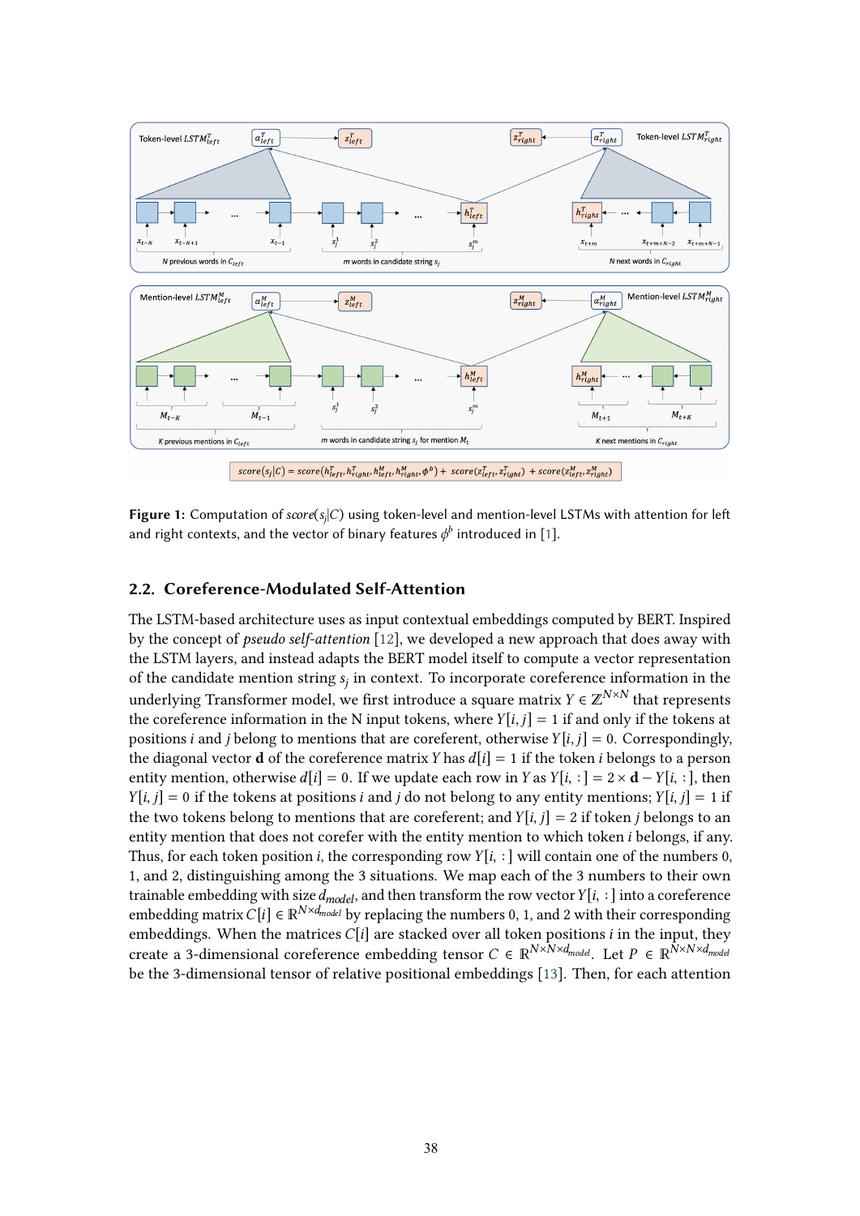Figure 1: Computation of $score(s_j|C)$ using token-level and mention-level LSTMs with attention for left and right contexts, and the vector of binary features $\phi^b$ introduced in [1].

## 2.2. Coreference-Modulated Self-Attention

The LSTM-based architecture uses as input contextual embeddings computed by BERT. Inspired by the concept of *pseudo self-attention* [12], we developed a new approach that does away with the LSTM layers, and instead adapts the BERT model itself to compute a vector representation of the candidate mention string $s_j$ in context. To incorporate coreference information in the underlying Transformer model, we first introduce a square matrix $Y \in \mathbb{Z}^{N \times N}$ that represents the coreference information in the N input tokens, where $Y[i, j] = 1$ if and only if the tokens at positions $i$ and $j$ belong to mentions that are coreferent, otherwise $Y[i, j] = 0$. Correspondingly, the diagonal vector $\mathbf{d}$ of the coreference matrix $Y$ has $d[i] = 1$ if the token $i$ belongs to a person entity mention, otherwise $d[i] = 0$. If we update each row in $Y$ as $Y[i, :] = 2 \times \mathbf{d} - Y[i, :]$, then $Y[i, j] = 0$ if the tokens at positions $i$ and $j$ do not belong to any entity mentions; $Y[i, j] = 1$ if the two tokens belong to mentions that are coreferent; and $Y[i, j] = 2$ if token $j$ belongs to an entity mention that does not corefer with the entity mention to which token $i$ belongs, if any. Thus, for each token position $i$, the corresponding row $Y[i, :]$ will contain one of the numbers 0, 1, and 2, distinguishing among the 3 situations. We map each of the 3 numbers to their own trainable embedding with size $d_{model}$, and then transform the row vector $Y[i, :]$ into a coreference embedding matrix $C[i] \in \mathbb{R}^{N \times d_{model}}$ by replacing the numbers 0, 1, and 2 with their corresponding embeddings. When the matrices $C[i]$ are stacked over all token positions $i$ in the input, they create a 3-dimensional coreference embedding tensor $C \in \mathbb{R}^{N \times N \times d_{model}}$. Let $P \in \mathbb{R}^{N \times N \times d_{model}}$ be the 3-dimensional tensor of relative positional embeddings [13]. Then, for each attention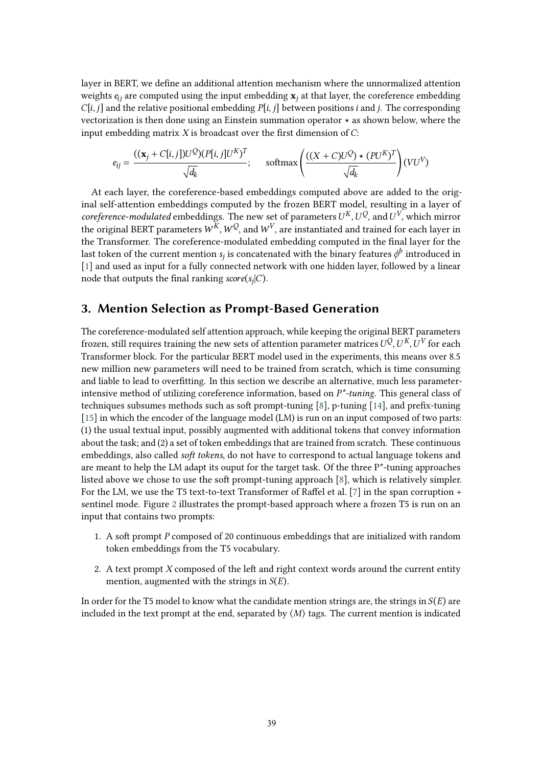layer in BERT, we define an additional attention mechanism where the unnormalized attention weights $e_{ij}$ are computed using the input embedding $\mathbf{x}_j$ at that layer, the coreference embedding $C[i, j]$ and the relative positional embedding $P[i, j]$ between positions $i$ and $j$. The corresponding vectorization is then done using an Einstein summation operator $\star$ as shown below, where the input embedding matrix $X$ is broadcast over the first dimension of $C$:

$$e_{ij} = \frac{((\mathbf{x}_j + C[i, j])U^Q)(P[i, j]U^K)^T}{\sqrt{d_k}}; \qquad \text{softmax}\left(\frac{((X + C)U^Q) \star (PU^K)^T}{\sqrt{d_k}}\right)(VU^V)$$

At each layer, the coreference-based embeddings computed above are added to the original self-attention embeddings computed by the frozen BERT model, resulting in a layer of *coreference-modulated* embeddings. The new set of parameters $U^K$, $U^Q$, and $U^V$, which mirror the original BERT parameters $W^K$, $W^Q$, and $W^V$, are instantiated and trained for each layer in the Transformer. The coreference-modulated embedding computed in the final layer for the last token of the current mention $s_j$ is concatenated with the binary features $\phi^b$ introduced in [1] and used as input for a fully connected network with one hidden layer, followed by a linear node that outputs the final ranking $score(s_j|C)$.

## 3. Mention Selection as Prompt-Based Generation

The coreference-modulated self attention approach, while keeping the original BERT parameters frozen, still requires training the new sets of attention parameter matrices $U^Q, U^K, U^V$ for each Transformer block. For the particular BERT model used in the experiments, this means over 8.5 new million new parameters will need to be trained from scratch, which is time consuming and liable to lead to overfitting. In this section we describe an alternative, much less parameter-intensive method of utilizing coreference information, based on *P\*-tuning*. This general class of techniques subsumes methods such as soft prompt-tuning [8], p-tuning [14], and prefix-tuning [15] in which the encoder of the language model (LM) is run on an input composed of two parts: (1) the usual textual input, possibly augmented with additional tokens that convey information about the task; and (2) a set of token embeddings that are trained from scratch. These continuous embeddings, also called *soft tokens*, do not have to correspond to actual language tokens and are meant to help the LM adapt its ouput for the target task. Of the three P*-tuning approaches listed above we chose to use the soft prompt-tuning approach [8], which is relatively simpler. For the LM, we use the T5 text-to-text Transformer of Raffel et al. [7] in the span corruption + sentinel mode. Figure 2 illustrates the prompt-based approach where a frozen T5 is run on an input that contains two prompts:

1. A soft prompt $P$ composed of 20 continuous embeddings that are initialized with random token embeddings from the T5 vocabulary.
2. A text prompt $X$ composed of the left and right context words around the current entity mention, augmented with the strings in $S(E)$.

In order for the T5 model to know what the candidate mention strings are, the strings in $S(E)$ are included in the text prompt at the end, separated by $\langle M \rangle$ tags. The current mention is indicated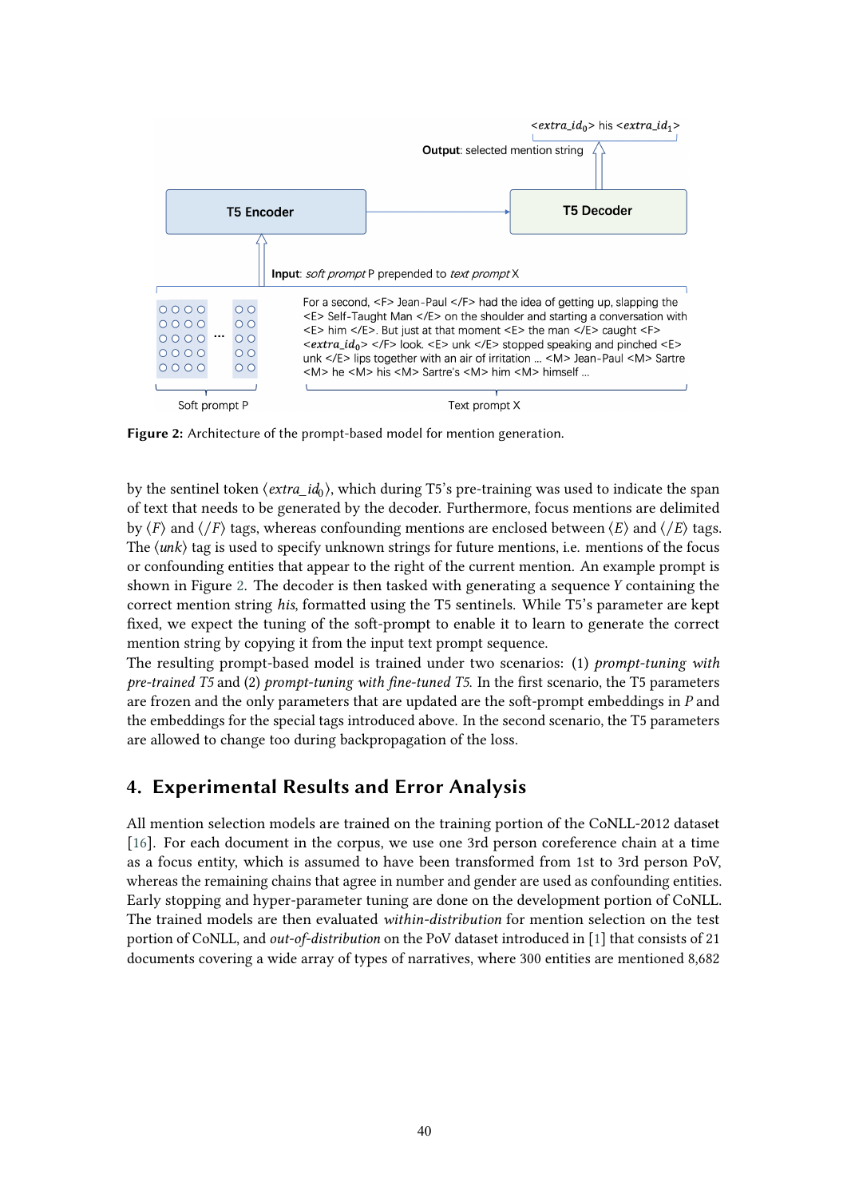For a second, <F> Jean-Paul </F> had the idea of getting up, slapping the <E> Self-Taught Man </E> on the shoulder and starting a conversation with <E> him </E>. But just at that moment <E> the man </E> caught <F> <extra_id$_0$> </F> look. <E> unk </E> stopped speaking and pinched <E> unk </E> lips together with an air of irritation ... <M> Jean-Paul <M> Sartre <M> he <M> his <M> Sartre's <M> him <M> himself ...

Figure 2: Architecture of the prompt-based model for mention generation.

by the sentinel token $\langle extra\_id_0 \rangle$, which during T5's pre-training was used to indicate the span of text that needs to be generated by the decoder. Furthermore, focus mentions are delimited by $\langle F \rangle$ and $\langle /F \rangle$ tags, whereas confounding mentions are enclosed between $\langle E \rangle$ and $\langle /E \rangle$ tags. The $\langle unk \rangle$ tag is used to specify unknown strings for future mentions, i.e. mentions of the focus or confounding entities that appear to the right of the current mention. An example prompt is shown in Figure 2. The decoder is then tasked with generating a sequence $Y$ containing the correct mention string *his*, formatted using the T5 sentinels. While T5's parameter are kept fixed, we expect the tuning of the soft-prompt to enable it to learn to generate the correct mention string by copying it from the input text prompt sequence.

The resulting prompt-based model is trained under two scenarios: (1) *prompt-tuning with pre-trained T5* and (2) *prompt-tuning with fine-tuned T5*. In the first scenario, the T5 parameters are frozen and the only parameters that are updated are the soft-prompt embeddings in $P$ and the embeddings for the special tags introduced above. In the second scenario, the T5 parameters are allowed to change too during backpropagation of the loss.

## 4. Experimental Results and Error Analysis

All mention selection models are trained on the training portion of the CoNLL-2012 dataset [16]. For each document in the corpus, we use one 3rd person coreference chain at a time as a focus entity, which is assumed to have been transformed from 1st to 3rd person PoV, whereas the remaining chains that agree in number and gender are used as confounding entities. Early stopping and hyper-parameter tuning are done on the development portion of CoNLL. The trained models are then evaluated *within-distribution* for mention selection on the test portion of CoNLL, and *out-of-distribution* on the PoV dataset introduced in [1] that consists of 21 documents covering a wide array of types of narratives, where 300 entities are mentioned 8,682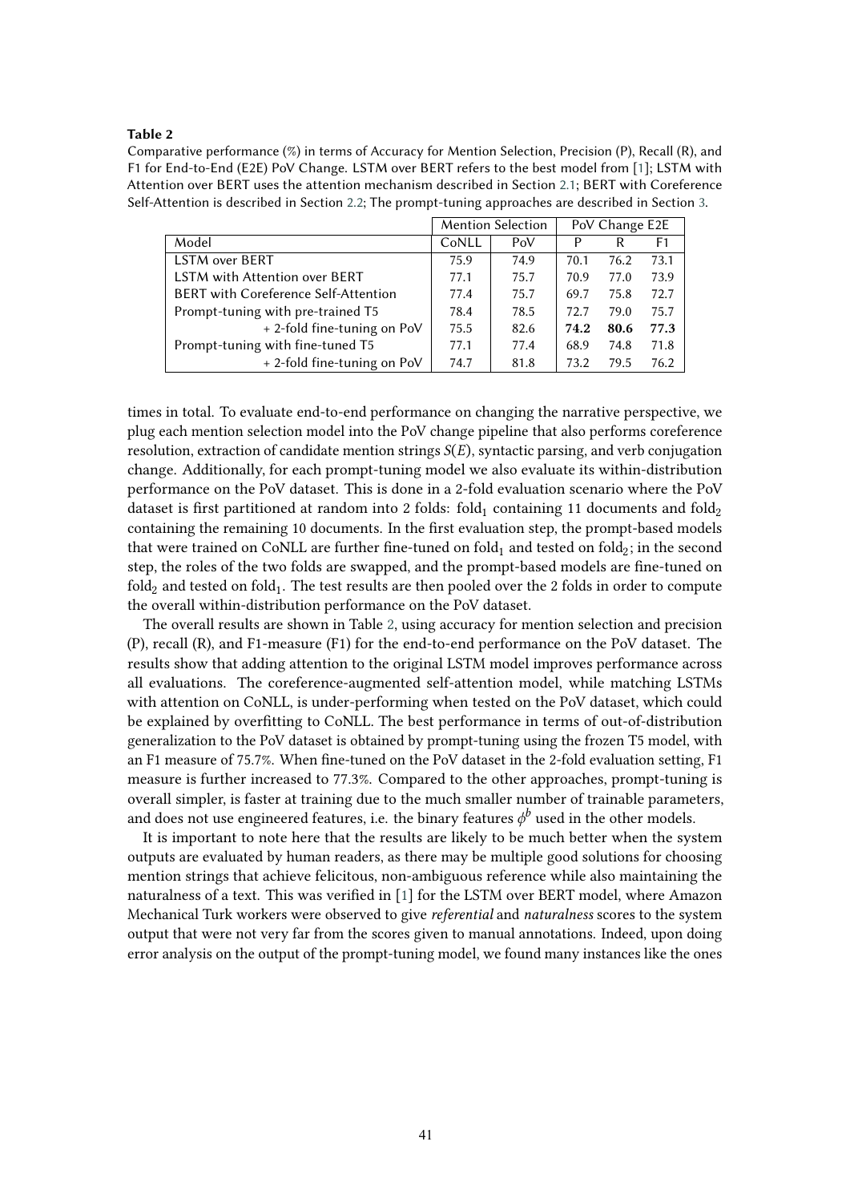**Table 2**

Comparative performance (%) in terms of Accuracy for Mention Selection, Precision (P), Recall (R), and F1 for End-to-End (E2E) PoV Change. LSTM over BERT refers to the best model from [1]; LSTM with Attention over BERT uses the attention mechanism described in Section 2.1; BERT with Coreference Self-Attention is described in Section 2.2; The prompt-tuning approaches are described in Section 3.

| | Mention Selection | | PoV Change E2E | | |
|---|---|---|---|---|---|
| Model | CoNLL | PoV | P | R | F1 |
| LSTM over BERT | 75.9 | 74.9 | 70.1 | 76.2 | 73.1 |
| LSTM with Attention over BERT | 77.1 | 75.7 | 70.9 | 77.0 | 73.9 |
| BERT with Coreference Self-Attention | 77.4 | 75.7 | 69.7 | 75.8 | 72.7 |
| Prompt-tuning with pre-trained T5 | 78.4 | 78.5 | 72.7 | 79.0 | 75.7 |
| + 2-fold fine-tuning on PoV | 75.5 | 82.6 | **74.2** | **80.6** | **77.3** |
| Prompt-tuning with fine-tuned T5 | 77.1 | 77.4 | 68.9 | 74.8 | 71.8 |
| + 2-fold fine-tuning on PoV | 74.7 | 81.8 | 73.2 | 79.5 | 76.2 |

times in total. To evaluate end-to-end performance on changing the narrative perspective, we plug each mention selection model into the PoV change pipeline that also performs coreference resolution, extraction of candidate mention strings $S(E)$, syntactic parsing, and verb conjugation change. Additionally, for each prompt-tuning model we also evaluate its within-distribution performance on the PoV dataset. This is done in a 2-fold evaluation scenario where the PoV dataset is first partitioned at random into 2 folds: $\text{fold}_1$ containing 11 documents and $\text{fold}_2$ containing the remaining 10 documents. In the first evaluation step, the prompt-based models that were trained on CoNLL are further fine-tuned on $\text{fold}_1$ and tested on $\text{fold}_2$; in the second step, the roles of the two folds are swapped, and the prompt-based models are fine-tuned on $\text{fold}_2$ and tested on $\text{fold}_1$. The test results are then pooled over the 2 folds in order to compute the overall within-distribution performance on the PoV dataset.

The overall results are shown in Table 2, using accuracy for mention selection and precision (P), recall (R), and F1-measure (F1) for the end-to-end performance on the PoV dataset. The results show that adding attention to the original LSTM model improves performance across all evaluations. The coreference-augmented self-attention model, while matching LSTMs with attention on CoNLL, is under-performing when tested on the PoV dataset, which could be explained by overfitting to CoNLL. The best performance in terms of out-of-distribution generalization to the PoV dataset is obtained by prompt-tuning using the frozen T5 model, with an F1 measure of 75.7%. When fine-tuned on the PoV dataset in the 2-fold evaluation setting, F1 measure is further increased to 77.3%. Compared to the other approaches, prompt-tuning is overall simpler, is faster at training due to the much smaller number of trainable parameters, and does not use engineered features, i.e. the binary features $\phi^b$ used in the other models.

It is important to note here that the results are likely to be much better when the system outputs are evaluated by human readers, as there may be multiple good solutions for choosing mention strings that achieve felicitous, non-ambiguous reference while also maintaining the naturalness of a text. This was verified in [1] for the LSTM over BERT model, where Amazon Mechanical Turk workers were observed to give *referential* and *naturalness* scores to the system output that were not very far from the scores given to manual annotations. Indeed, upon doing error analysis on the output of the prompt-tuning model, we found many instances like the ones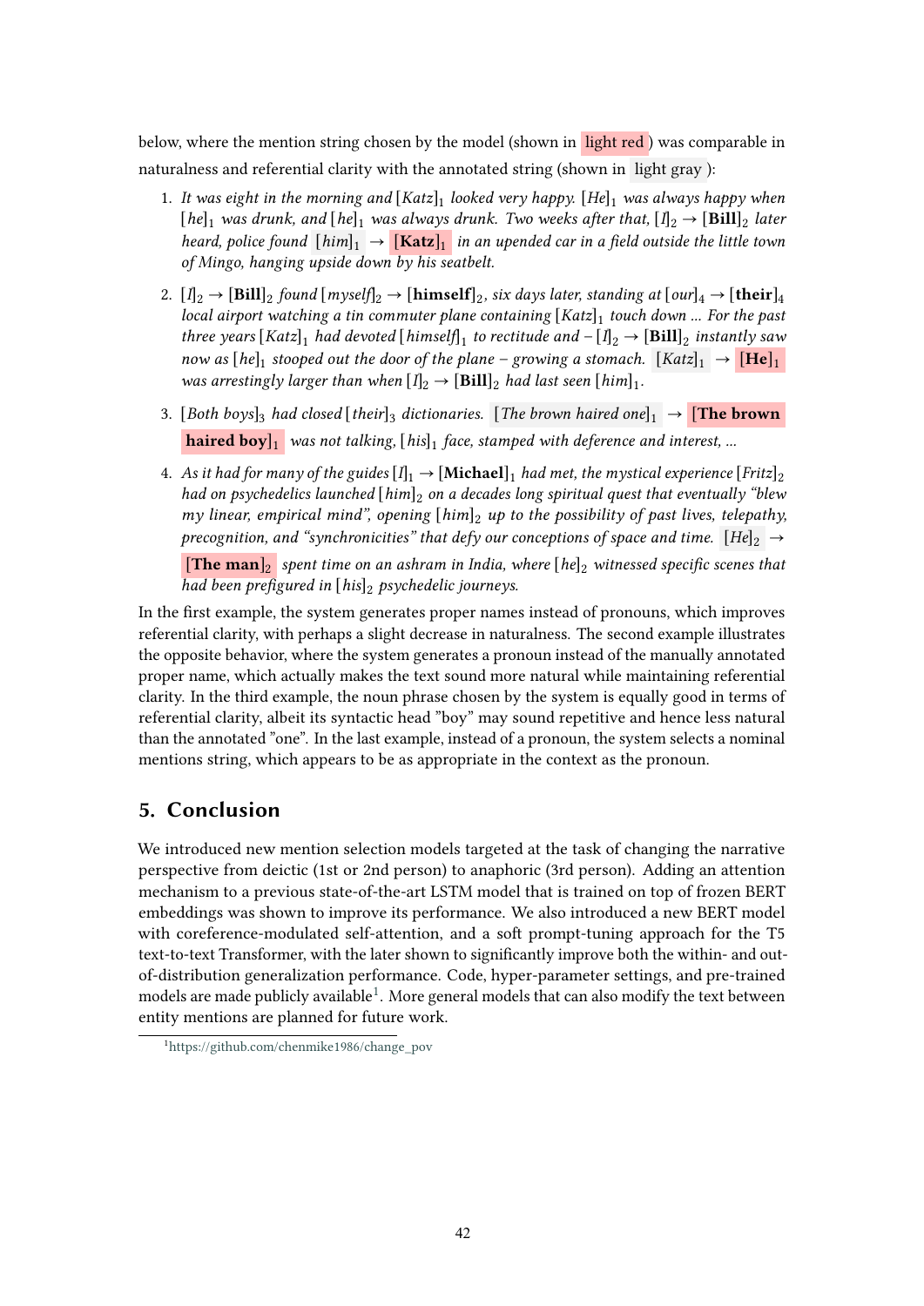below, where the mention string chosen by the model (shown in light red) was comparable in naturalness and referential clarity with the annotated string (shown in light gray):

1. *It was eight in the morning and* [*Katz*]$_1$ *looked very happy.* [*He*]$_1$ *was always happy when* [*he*]$_1$ *was drunk, and* [*he*]$_1$ *was always drunk. Two weeks after that,* [*I*]$_2$ → [**Bill**]$_2$ *later heard, police found* [*him*]$_1$ → [**Katz**]$_1$ *in an upended car in a field outside the little town of Mingo, hanging upside down by his seatbelt.*

2. [*I*]$_2$ → [**Bill**]$_2$ *found* [*myself*]$_2$ → [**himself**]$_2$*, six days later, standing at* [*our*]$_4$ → [**their**]$_4$ *local airport watching a tin commuter plane containing* [*Katz*]$_1$ *touch down ... For the past three years* [*Katz*]$_1$ *had devoted* [*himself*]$_1$ *to rectitude and –* [*I*]$_2$ → [**Bill**]$_2$ *instantly saw now as* [*he*]$_1$ *stooped out the door of the plane – growing a stomach.* [*Katz*]$_1$ → [**He**]$_1$ *was arrestingly larger than when* [*I*]$_2$ → [**Bill**]$_2$ *had last seen* [*him*]$_1$*.*

3. [*Both boys*]$_3$ *had closed* [*their*]$_3$ *dictionaries.* [*The brown haired one*]$_1$ → [**The brown haired boy**]$_1$ *was not talking,* [*his*]$_1$ *face, stamped with deference and interest, ...*

4. *As it had for many of the guides* [*I*]$_1$ → [**Michael**]$_1$ *had met, the mystical experience* [*Fritz*]$_2$ *had on psychedelics launched* [*him*]$_2$ *on a decades long spiritual quest that eventually "blew my linear, empirical mind", opening* [*him*]$_2$ *up to the possibility of past lives, telepathy, precognition, and "synchronicities" that defy our conceptions of space and time.* [*He*]$_2$ → [**The man**]$_2$ *spent time on an ashram in India, where* [*he*]$_2$ *witnessed specific scenes that had been prefigured in* [*his*]$_2$ *psychedelic journeys.*

In the first example, the system generates proper names instead of pronouns, which improves referential clarity, with perhaps a slight decrease in naturalness. The second example illustrates the opposite behavior, where the system generates a pronoun instead of the manually annotated proper name, which actually makes the text sound more natural while maintaining referential clarity. In the third example, the noun phrase chosen by the system is equally good in terms of referential clarity, albeit its syntactic head "boy" may sound repetitive and hence less natural than the annotated "one". In the last example, instead of a pronoun, the system selects a nominal mentions string, which appears to be as appropriate in the context as the pronoun.

## 5. Conclusion

We introduced new mention selection models targeted at the task of changing the narrative perspective from deictic (1st or 2nd person) to anaphoric (3rd person). Adding an attention mechanism to a previous state-of-the-art LSTM model that is trained on top of frozen BERT embeddings was shown to improve its performance. We also introduced a new BERT model with coreference-modulated self-attention, and a soft prompt-tuning approach for the T5 text-to-text Transformer, with the later shown to significantly improve both the within- and out-of-distribution generalization performance. Code, hyper-parameter settings, and pre-trained models are made publicly available[1]. More general models that can also modify the text between entity mentions are planned for future work.

[1] https://github.com/chenmike1986/change_pov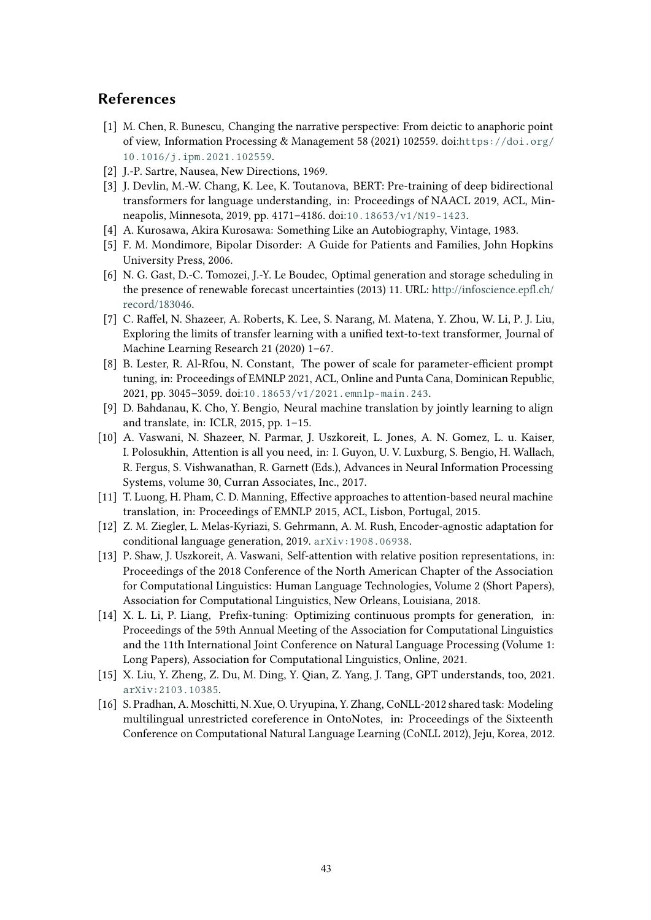## References

[1] M. Chen, R. Bunescu, Changing the narrative perspective: From deictic to anaphoric point of view, Information Processing & Management 58 (2021) 102559. doi:https://doi.org/10.1016/j.ipm.2021.102559.

[2] J.-P. Sartre, Nausea, New Directions, 1969.

[3] J. Devlin, M.-W. Chang, K. Lee, K. Toutanova, BERT: Pre-training of deep bidirectional transformers for language understanding, in: Proceedings of NAACL 2019, ACL, Minneapolis, Minnesota, 2019, pp. 4171–4186. doi:10.18653/v1/N19-1423.

[4] A. Kurosawa, Akira Kurosawa: Something Like an Autobiography, Vintage, 1983.

[5] F. M. Mondimore, Bipolar Disorder: A Guide for Patients and Families, John Hopkins University Press, 2006.

[6] N. G. Gast, D.-C. Tomozei, J.-Y. Le Boudec, Optimal generation and storage scheduling in the presence of renewable forecast uncertainties (2013) 11. URL: http://infoscience.epfl.ch/record/183046.

[7] C. Raffel, N. Shazeer, A. Roberts, K. Lee, S. Narang, M. Matena, Y. Zhou, W. Li, P. J. Liu, Exploring the limits of transfer learning with a unified text-to-text transformer, Journal of Machine Learning Research 21 (2020) 1–67.

[8] B. Lester, R. Al-Rfou, N. Constant, The power of scale for parameter-efficient prompt tuning, in: Proceedings of EMNLP 2021, ACL, Online and Punta Cana, Dominican Republic, 2021, pp. 3045–3059. doi:10.18653/v1/2021.emnlp-main.243.

[9] D. Bahdanau, K. Cho, Y. Bengio, Neural machine translation by jointly learning to align and translate, in: ICLR, 2015, pp. 1–15.

[10] A. Vaswani, N. Shazeer, N. Parmar, J. Uszkoreit, L. Jones, A. N. Gomez, L. u. Kaiser, I. Polosukhin, Attention is all you need, in: I. Guyon, U. V. Luxburg, S. Bengio, H. Wallach, R. Fergus, S. Vishwanathan, R. Garnett (Eds.), Advances in Neural Information Processing Systems, volume 30, Curran Associates, Inc., 2017.

[11] T. Luong, H. Pham, C. D. Manning, Effective approaches to attention-based neural machine translation, in: Proceedings of EMNLP 2015, ACL, Lisbon, Portugal, 2015.

[12] Z. M. Ziegler, L. Melas-Kyriazi, S. Gehrmann, A. M. Rush, Encoder-agnostic adaptation for conditional language generation, 2019. arXiv:1908.06938.

[13] P. Shaw, J. Uszkoreit, A. Vaswani, Self-attention with relative position representations, in: Proceedings of the 2018 Conference of the North American Chapter of the Association for Computational Linguistics: Human Language Technologies, Volume 2 (Short Papers), Association for Computational Linguistics, New Orleans, Louisiana, 2018.

[14] X. L. Li, P. Liang, Prefix-tuning: Optimizing continuous prompts for generation, in: Proceedings of the 59th Annual Meeting of the Association for Computational Linguistics and the 11th International Joint Conference on Natural Language Processing (Volume 1: Long Papers), Association for Computational Linguistics, Online, 2021.

[15] X. Liu, Y. Zheng, Z. Du, M. Ding, Y. Qian, Z. Yang, J. Tang, GPT understands, too, 2021. arXiv:2103.10385.

[16] S. Pradhan, A. Moschitti, N. Xue, O. Uryupina, Y. Zhang, CoNLL-2012 shared task: Modeling multilingual unrestricted coreference in OntoNotes, in: Proceedings of the Sixteenth Conference on Computational Natural Language Learning (CoNLL 2012), Jeju, Korea, 2012.